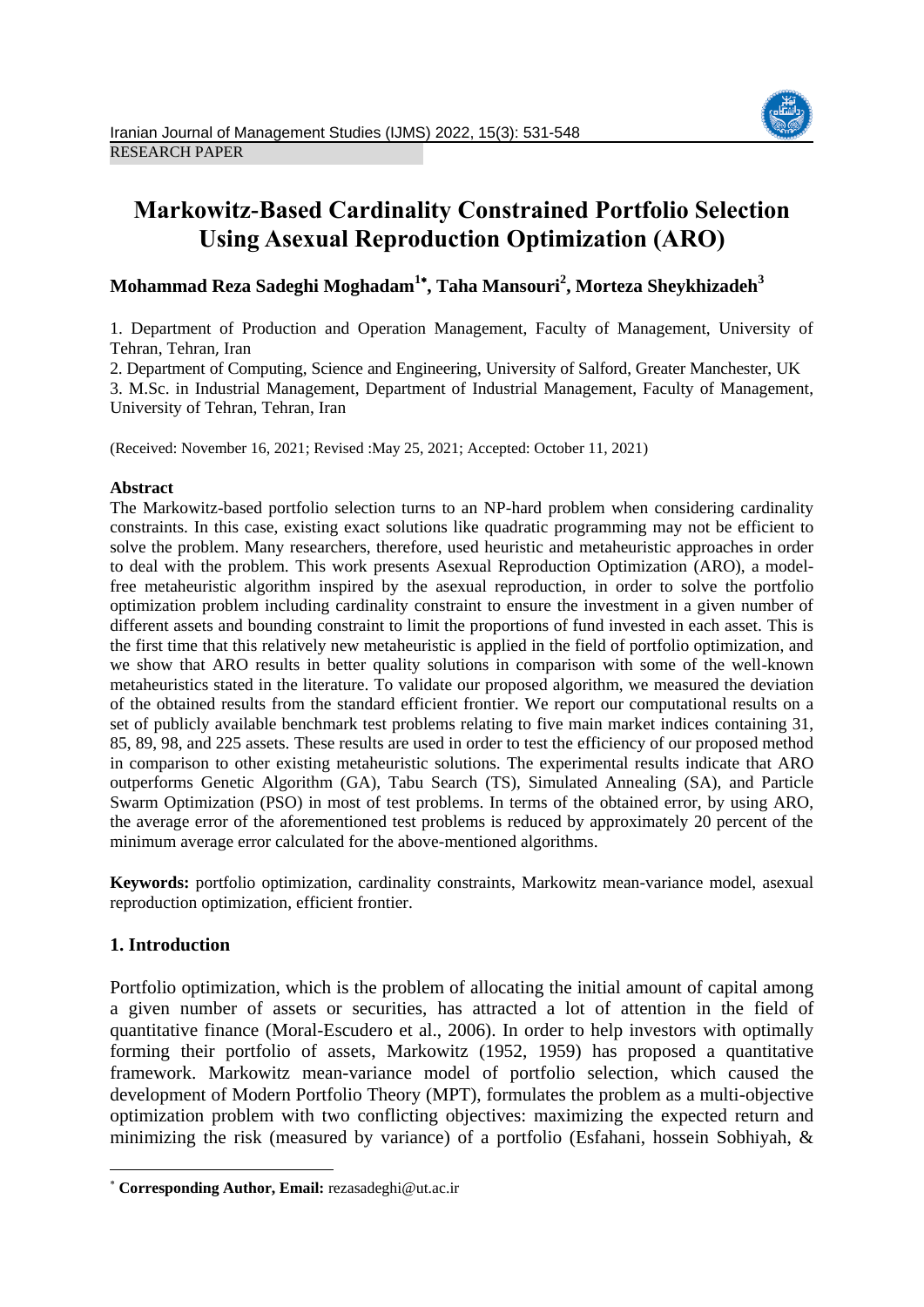RESEARCH PAPER

# Markowitz-Based Cardinality Constrained Portfolio Selection Using Asexual Reproduction Optimization (ARO)

**Mohammad Reza Sadeghi Moghadam[1*], Taha Mansouri[2], Morteza Sheykhizadeh[3]**

1. Department of Production and Operation Management, Faculty of Management, University of Tehran, Tehran, Iran
2. Department of Computing, Science and Engineering, University of Salford, Greater Manchester, UK
3. M.Sc. in Industrial Management, Department of Industrial Management, Faculty of Management, University of Tehran, Tehran, Iran

(Received: November 16, 2021; Revised :May 25, 2021; Accepted: October 11, 2021)

**Abstract**

The Markowitz-based portfolio selection turns to an NP-hard problem when considering cardinality constraints. In this case, existing exact solutions like quadratic programming may not be efficient to solve the problem. Many researchers, therefore, used heuristic and metaheuristic approaches in order to deal with the problem. This work presents Asexual Reproduction Optimization (ARO), a model-free metaheuristic algorithm inspired by the asexual reproduction, in order to solve the portfolio optimization problem including cardinality constraint to ensure the investment in a given number of different assets and bounding constraint to limit the proportions of fund invested in each asset. This is the first time that this relatively new metaheuristic is applied in the field of portfolio optimization, and we show that ARO results in better quality solutions in comparison with some of the well-known metaheuristics stated in the literature. To validate our proposed algorithm, we measured the deviation of the obtained results from the standard efficient frontier. We report our computational results on a set of publicly available benchmark test problems relating to five main market indices containing 31, 85, 89, 98, and 225 assets. These results are used in order to test the efficiency of our proposed method in comparison to other existing metaheuristic solutions. The experimental results indicate that ARO outperforms Genetic Algorithm (GA), Tabu Search (TS), Simulated Annealing (SA), and Particle Swarm Optimization (PSO) in most of test problems. In terms of the obtained error, by using ARO, the average error of the aforementioned test problems is reduced by approximately 20 percent of the minimum average error calculated for the above-mentioned algorithms.

**Keywords:** portfolio optimization, cardinality constraints, Markowitz mean-variance model, asexual reproduction optimization, efficient frontier.

## 1. Introduction

Portfolio optimization, which is the problem of allocating the initial amount of capital among a given number of assets or securities, has attracted a lot of attention in the field of quantitative finance (Moral-Escudero et al., 2006). In order to help investors with optimally forming their portfolio of assets, Markowitz (1952, 1959) has proposed a quantitative framework. Markowitz mean-variance model of portfolio selection, which caused the development of Modern Portfolio Theory (MPT), formulates the problem as a multi-objective optimization problem with two conflicting objectives: maximizing the expected return and minimizing the risk (measured by variance) of a portfolio (Esfahani, hossein Sobhiyah, &

* **Corresponding Author, Email:** rezasadeghi@ut.ac.ir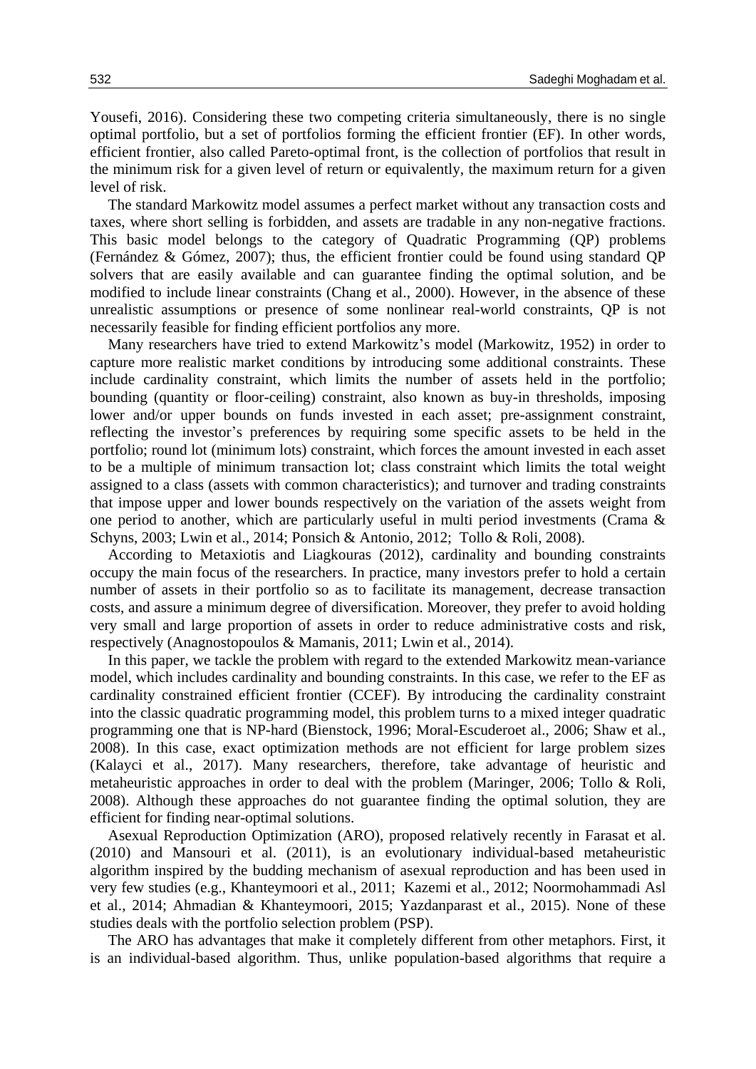Yousefi, 2016). Considering these two competing criteria simultaneously, there is no single optimal portfolio, but a set of portfolios forming the efficient frontier (EF). In other words, efficient frontier, also called Pareto-optimal front, is the collection of portfolios that result in the minimum risk for a given level of return or equivalently, the maximum return for a given level of risk.

The standard Markowitz model assumes a perfect market without any transaction costs and taxes, where short selling is forbidden, and assets are tradable in any non-negative fractions. This basic model belongs to the category of Quadratic Programming (QP) problems (Fernández & Gómez, 2007); thus, the efficient frontier could be found using standard QP solvers that are easily available and can guarantee finding the optimal solution, and be modified to include linear constraints (Chang et al., 2000). However, in the absence of these unrealistic assumptions or presence of some nonlinear real-world constraints, QP is not necessarily feasible for finding efficient portfolios any more.

Many researchers have tried to extend Markowitz's model (Markowitz, 1952) in order to capture more realistic market conditions by introducing some additional constraints. These include cardinality constraint, which limits the number of assets held in the portfolio; bounding (quantity or floor-ceiling) constraint, also known as buy-in thresholds, imposing lower and/or upper bounds on funds invested in each asset; pre-assignment constraint, reflecting the investor's preferences by requiring some specific assets to be held in the portfolio; round lot (minimum lots) constraint, which forces the amount invested in each asset to be a multiple of minimum transaction lot; class constraint which limits the total weight assigned to a class (assets with common characteristics); and turnover and trading constraints that impose upper and lower bounds respectively on the variation of the assets weight from one period to another, which are particularly useful in multi period investments (Crama & Schyns, 2003; Lwin et al., 2014; Ponsich & Antonio, 2012; Tollo & Roli, 2008).

According to Metaxiotis and Liagkouras (2012), cardinality and bounding constraints occupy the main focus of the researchers. In practice, many investors prefer to hold a certain number of assets in their portfolio so as to facilitate its management, decrease transaction costs, and assure a minimum degree of diversification. Moreover, they prefer to avoid holding very small and large proportion of assets in order to reduce administrative costs and risk, respectively (Anagnostopoulos & Mamanis, 2011; Lwin et al., 2014).

In this paper, we tackle the problem with regard to the extended Markowitz mean-variance model, which includes cardinality and bounding constraints. In this case, we refer to the EF as cardinality constrained efficient frontier (CCEF). By introducing the cardinality constraint into the classic quadratic programming model, this problem turns to a mixed integer quadratic programming one that is NP-hard (Bienstock, 1996; Moral-Escuderoet al., 2006; Shaw et al., 2008). In this case, exact optimization methods are not efficient for large problem sizes (Kalayci et al., 2017). Many researchers, therefore, take advantage of heuristic and metaheuristic approaches in order to deal with the problem (Maringer, 2006; Tollo & Roli, 2008). Although these approaches do not guarantee finding the optimal solution, they are efficient for finding near-optimal solutions.

Asexual Reproduction Optimization (ARO), proposed relatively recently in Farasat et al. (2010) and Mansouri et al. (2011), is an evolutionary individual-based metaheuristic algorithm inspired by the budding mechanism of asexual reproduction and has been used in very few studies (e.g., Khanteymoori et al., 2011; Kazemi et al., 2012; Noormohammadi Asl et al., 2014; Ahmadian & Khanteymoori, 2015; Yazdanparast et al., 2015). None of these studies deals with the portfolio selection problem (PSP).

The ARO has advantages that make it completely different from other metaphors. First, it is an individual-based algorithm. Thus, unlike population-based algorithms that require a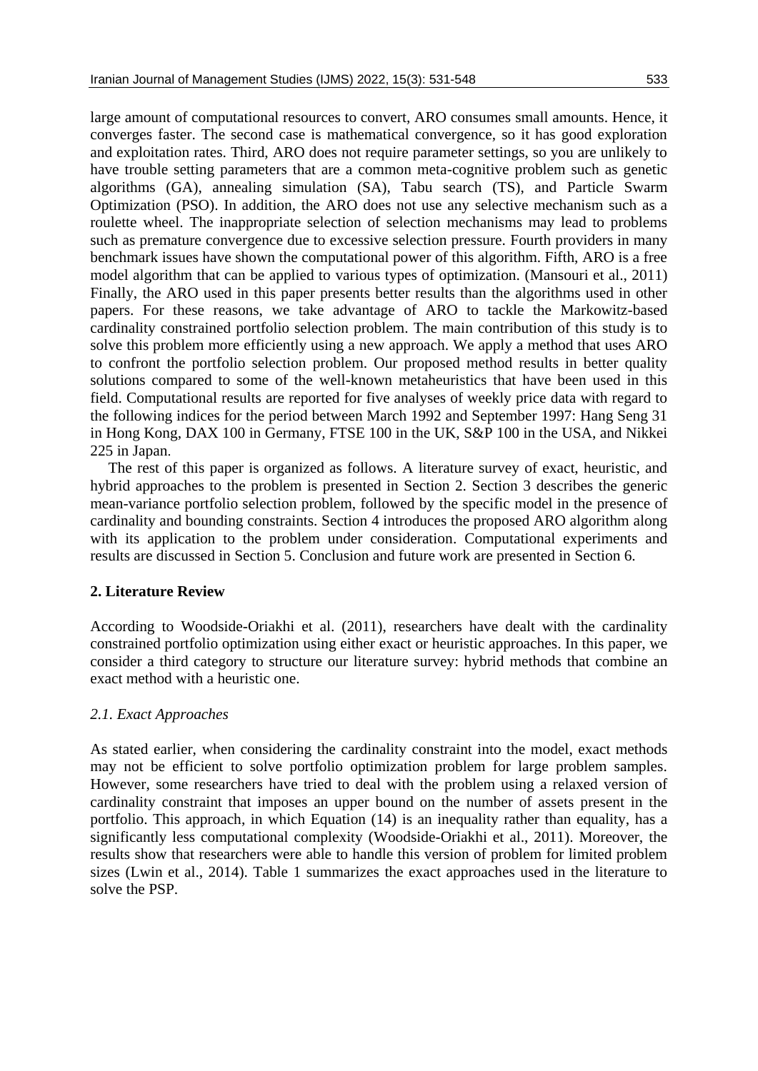large amount of computational resources to convert, ARO consumes small amounts. Hence, it converges faster. The second case is mathematical convergence, so it has good exploration and exploitation rates. Third, ARO does not require parameter settings, so you are unlikely to have trouble setting parameters that are a common meta-cognitive problem such as genetic algorithms (GA), annealing simulation (SA), Tabu search (TS), and Particle Swarm Optimization (PSO). In addition, the ARO does not use any selective mechanism such as a roulette wheel. The inappropriate selection of selection mechanisms may lead to problems such as premature convergence due to excessive selection pressure. Fourth providers in many benchmark issues have shown the computational power of this algorithm. Fifth, ARO is a free model algorithm that can be applied to various types of optimization. (Mansouri et al., 2011) Finally, the ARO used in this paper presents better results than the algorithms used in other papers. For these reasons, we take advantage of ARO to tackle the Markowitz-based cardinality constrained portfolio selection problem. The main contribution of this study is to solve this problem more efficiently using a new approach. We apply a method that uses ARO to confront the portfolio selection problem. Our proposed method results in better quality solutions compared to some of the well-known metaheuristics that have been used in this field. Computational results are reported for five analyses of weekly price data with regard to the following indices for the period between March 1992 and September 1997: Hang Seng 31 in Hong Kong, DAX 100 in Germany, FTSE 100 in the UK, S&P 100 in the USA, and Nikkei 225 in Japan.

The rest of this paper is organized as follows. A literature survey of exact, heuristic, and hybrid approaches to the problem is presented in Section 2. Section 3 describes the generic mean-variance portfolio selection problem, followed by the specific model in the presence of cardinality and bounding constraints. Section 4 introduces the proposed ARO algorithm along with its application to the problem under consideration. Computational experiments and results are discussed in Section 5. Conclusion and future work are presented in Section 6.

## 2. Literature Review

According to Woodside-Oriakhi et al. (2011), researchers have dealt with the cardinality constrained portfolio optimization using either exact or heuristic approaches. In this paper, we consider a third category to structure our literature survey: hybrid methods that combine an exact method with a heuristic one.

### *2.1. Exact Approaches*

As stated earlier, when considering the cardinality constraint into the model, exact methods may not be efficient to solve portfolio optimization problem for large problem samples. However, some researchers have tried to deal with the problem using a relaxed version of cardinality constraint that imposes an upper bound on the number of assets present in the portfolio. This approach, in which Equation (14) is an inequality rather than equality, has a significantly less computational complexity (Woodside-Oriakhi et al., 2011). Moreover, the results show that researchers were able to handle this version of problem for limited problem sizes (Lwin et al., 2014). Table 1 summarizes the exact approaches used in the literature to solve the PSP.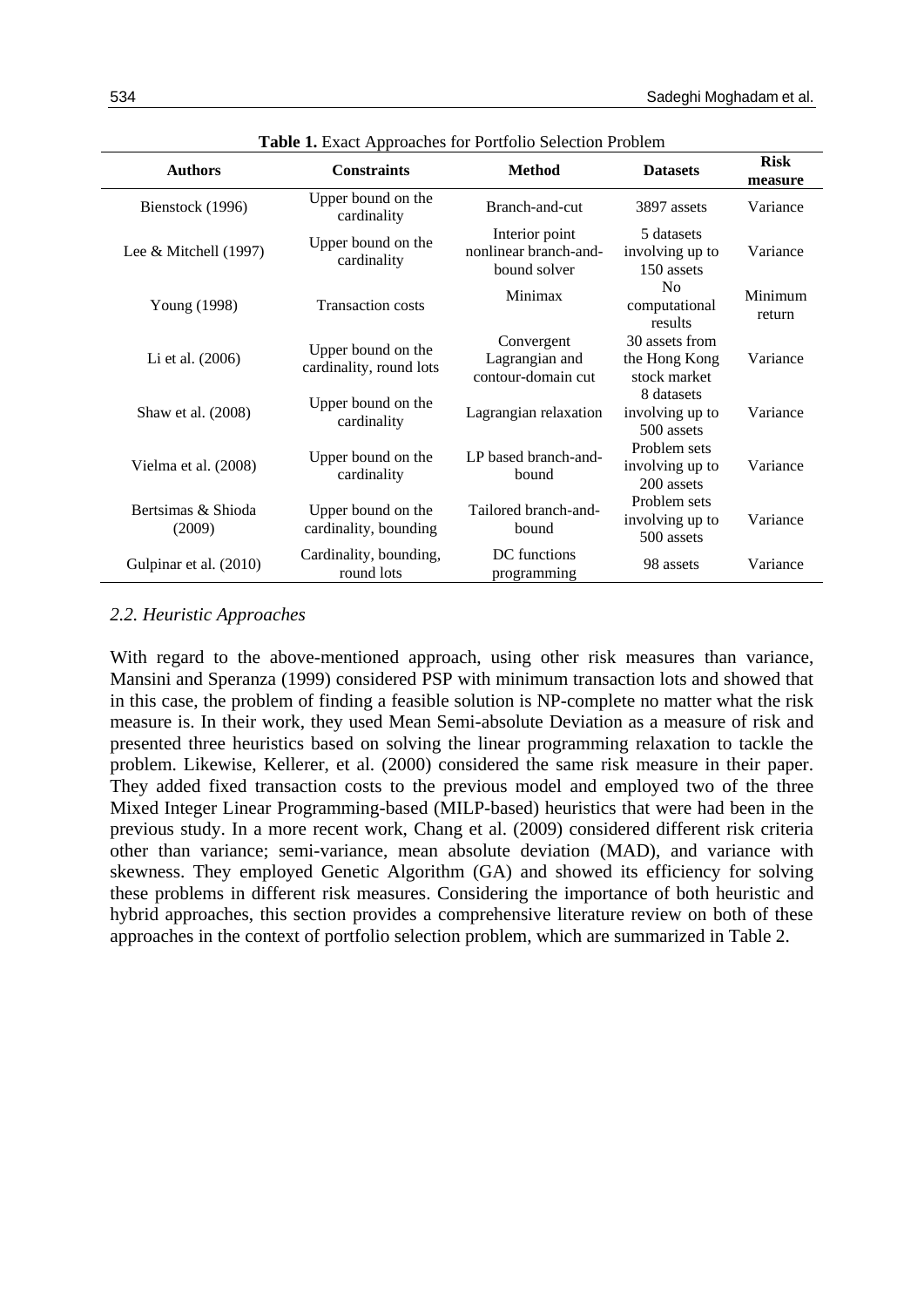**Table 1.** Exact Approaches for Portfolio Selection Problem

| Authors | Constraints | Method | Datasets | Risk measure |
|---|---|---|---|---|
| Bienstock (1996) | Upper bound on the cardinality | Branch-and-cut | 3897 assets | Variance |
| Lee & Mitchell (1997) | Upper bound on the cardinality | Interior point nonlinear branch-and-bound solver | 5 datasets involving up to 150 assets | Variance |
| Young (1998) | Transaction costs | Minimax | No computational results | Minimum return |
| Li et al. (2006) | Upper bound on the cardinality, round lots | Convergent Lagrangian and contour-domain cut | 30 assets from the Hong Kong stock market | Variance |
| Shaw et al. (2008) | Upper bound on the cardinality | Lagrangian relaxation | 8 datasets involving up to 500 assets | Variance |
| Vielma et al. (2008) | Upper bound on the cardinality | LP based branch-and-bound | Problem sets involving up to 200 assets | Variance |
| Bertsimas & Shioda (2009) | Upper bound on the cardinality, bounding | Tailored branch-and-bound | Problem sets involving up to 500 assets | Variance |
| Gulpinar et al. (2010) | Cardinality, bounding, round lots | DC functions programming | 98 assets | Variance |

### *2.2. Heuristic Approaches*

With regard to the above-mentioned approach, using other risk measures than variance, Mansini and Speranza (1999) considered PSP with minimum transaction lots and showed that in this case, the problem of finding a feasible solution is NP-complete no matter what the risk measure is. In their work, they used Mean Semi-absolute Deviation as a measure of risk and presented three heuristics based on solving the linear programming relaxation to tackle the problem. Likewise, Kellerer, et al. (2000) considered the same risk measure in their paper. They added fixed transaction costs to the previous model and employed two of the three Mixed Integer Linear Programming-based (MILP-based) heuristics that were had been in the previous study. In a more recent work, Chang et al. (2009) considered different risk criteria other than variance; semi-variance, mean absolute deviation (MAD), and variance with skewness. They employed Genetic Algorithm (GA) and showed its efficiency for solving these problems in different risk measures. Considering the importance of both heuristic and hybrid approaches, this section provides a comprehensive literature review on both of these approaches in the context of portfolio selection problem, which are summarized in Table 2.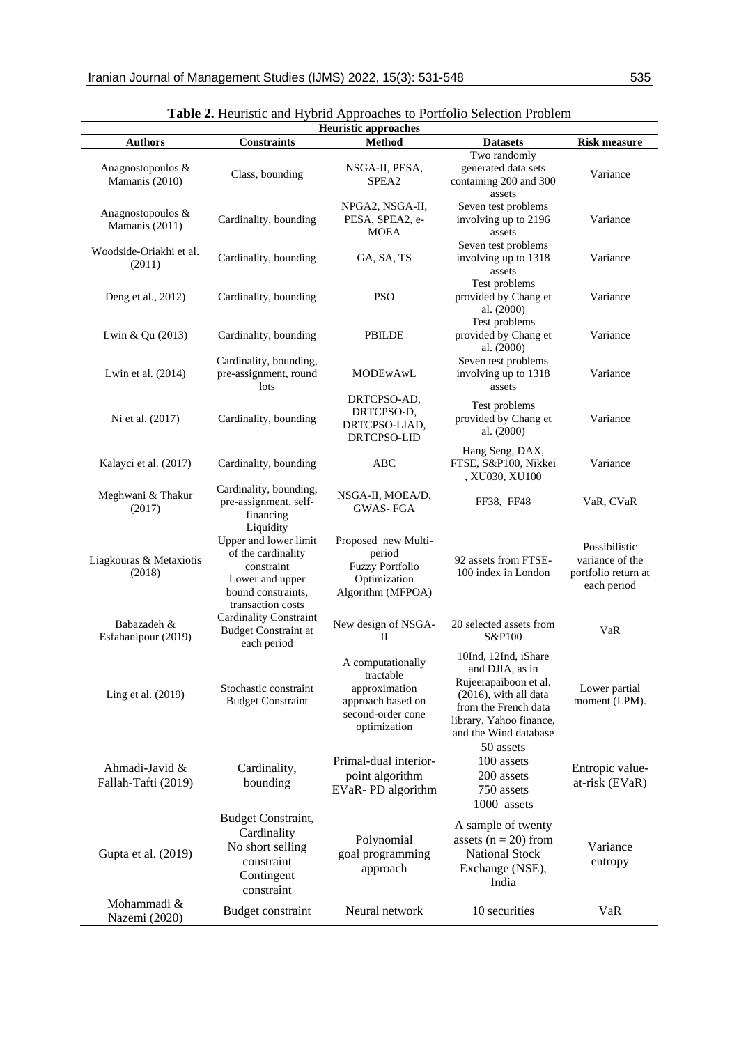**Table 2.** Heuristic and Hybrid Approaches to Portfolio Selection Problem

| Heuristic approaches | | | | |
|---|---|---|---|---|
| **Authors** | **Constraints** | **Method** | **Datasets** | **Risk measure** |
| Anagnostopoulos & Mamanis (2010) | Class, bounding | NSGA-II, PESA, SPEA2 | Two randomly generated data sets containing 200 and 300 assets | Variance |
| Anagnostopoulos & Mamanis (2011) | Cardinality, bounding | NPGA2, NSGA-II, PESA, SPEA2, e-MOEA | Seven test problems involving up to 2196 assets | Variance |
| Woodside-Oriakhi et al. (2011) | Cardinality, bounding | GA, SA, TS | Seven test problems involving up to 1318 assets | Variance |
| Deng et al., 2012) | Cardinality, bounding | PSO | Test problems provided by Chang et al. (2000) | Variance |
| Lwin & Qu (2013) | Cardinality, bounding | PBILDE | Test problems provided by Chang et al. (2000) | Variance |
| Lwin et al. (2014) | Cardinality, bounding, pre-assignment, round lots | MODEwAwL | Seven test problems involving up to 1318 assets | Variance |
| Ni et al. (2017) | Cardinality, bounding | DRTCPSO-AD, DRTCPSO-D, DRTCPSO-LIAD, DRTCPSO-LID | Test problems provided by Chang et al. (2000) | Variance |
| Kalayci et al. (2017) | Cardinality, bounding | ABC | Hang Seng, DAX, FTSE, S&P100, Nikkei , XU030, XU100 | Variance |
| Meghwani & Thakur (2017) | Cardinality, bounding, pre-assignment, self-financing | NSGA-II, MOEA/D, GWAS- FGA | FF38, FF48 | VaR, CVaR |
| Liagkouras & Metaxiotis (2018) | Liquidity Upper and lower limit of the cardinality constraint Lower and upper bound constraints, transaction costs | Proposed new Multi-period Fuzzy Portfolio Optimization Algorithm (MFPOA) | 92 assets from FTSE-100 index in London | Possibilistic variance of the portfolio return at each period |
| Babazadeh & Esfahanipour (2019) | Cardinality Constraint Budget Constraint at each period | New design of NSGA-II | 20 selected assets from S&P100 | VaR |
| Ling et al. (2019) | Stochastic constraint Budget Constraint | A computationally tractable approximation approach based on second-order cone optimization | 10Ind, 12Ind, iShare and DJIA, as in Rujeerapaiboon et al. (2016), with all data from the French data library, Yahoo finance, and the Wind database | Lower partial moment (LPM). |
| Ahmadi-Javid & Fallah-Tafti (2019) | Cardinality, bounding | Primal-dual interior-point algorithm EVaR- PD algorithm | 50 assets 100 assets 200 assets 750 assets 1000 assets | Entropic value-at-risk (EVaR) |
| Gupta et al. (2019) | Budget Constraint, Cardinality No short selling constraint Contingent constraint | Polynomial goal programming approach | A sample of twenty assets (n = 20) from National Stock Exchange (NSE), India | Variance entropy |
| Mohammadi & Nazemi (2020) | Budget constraint | Neural network | 10 securities | VaR |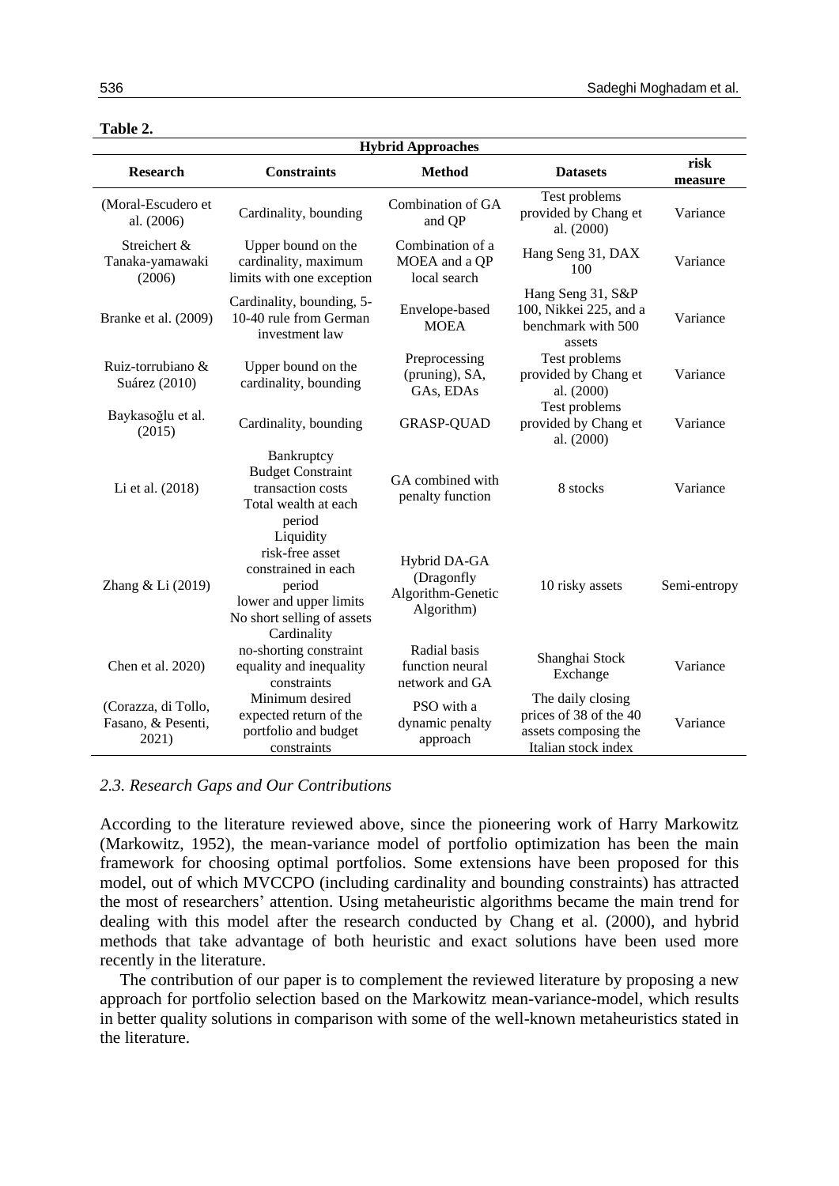**Table 2.**

| Hybrid Approaches | | | | |
|---|---|---|---|---|
| **Research** | **Constraints** | **Method** | **Datasets** | **risk measure** |
| (Moral-Escudero et al. (2006) | Cardinality, bounding | Combination of GA and QP | Test problems provided by Chang et al. (2000) | Variance |
| Streichert & Tanaka-yamawaki (2006) | Upper bound on the cardinality, maximum limits with one exception | Combination of a MOEA and a QP local search | Hang Seng 31, DAX 100 | Variance |
| Branke et al. (2009) | Cardinality, bounding, 5-10-40 rule from German investment law | Envelope-based MOEA | Hang Seng 31, S&P 100, Nikkei 225, and a benchmark with 500 assets | Variance |
| Ruiz-torrubiano & Suárez (2010) | Upper bound on the cardinality, bounding | Preprocessing (pruning), SA, GAs, EDAs | Test problems provided by Chang et al. (2000) | Variance |
| Baykasoğlu et al. (2015) | Cardinality, bounding | GRASP-QUAD | Test problems provided by Chang et al. (2000) | Variance |
| Li et al. (2018) | Bankruptcy<br>Budget Constraint<br>transaction costs<br>Total wealth at each period | GA combined with penalty function | 8 stocks | Variance |
| Zhang & Li (2019) | Liquidity<br>risk-free asset constrained in each period<br>lower and upper limits<br>No short selling of assets | Hybrid DA-GA (Dragonfly Algorithm-Genetic Algorithm) | 10 risky assets | Semi-entropy |
| Chen et al. 2020) | Cardinality<br>no-shorting constraint<br>equality and inequality constraints | Radial basis function neural network and GA | Shanghai Stock Exchange | Variance |
| (Corazza, di Tollo, Fasano, & Pesenti, 2021) | Minimum desired expected return of the portfolio and budget constraints | PSO with a dynamic penalty approach | The daily closing prices of 38 of the 40 assets composing the Italian stock index | Variance |

### *2.3. Research Gaps and Our Contributions*

According to the literature reviewed above, since the pioneering work of Harry Markowitz (Markowitz, 1952), the mean-variance model of portfolio optimization has been the main framework for choosing optimal portfolios. Some extensions have been proposed for this model, out of which MVCCPO (including cardinality and bounding constraints) has attracted the most of researchers' attention. Using metaheuristic algorithms became the main trend for dealing with this model after the research conducted by Chang et al. (2000), and hybrid methods that take advantage of both heuristic and exact solutions have been used more recently in the literature.

The contribution of our paper is to complement the reviewed literature by proposing a new approach for portfolio selection based on the Markowitz mean-variance-model, which results in better quality solutions in comparison with some of the well-known metaheuristics stated in the literature.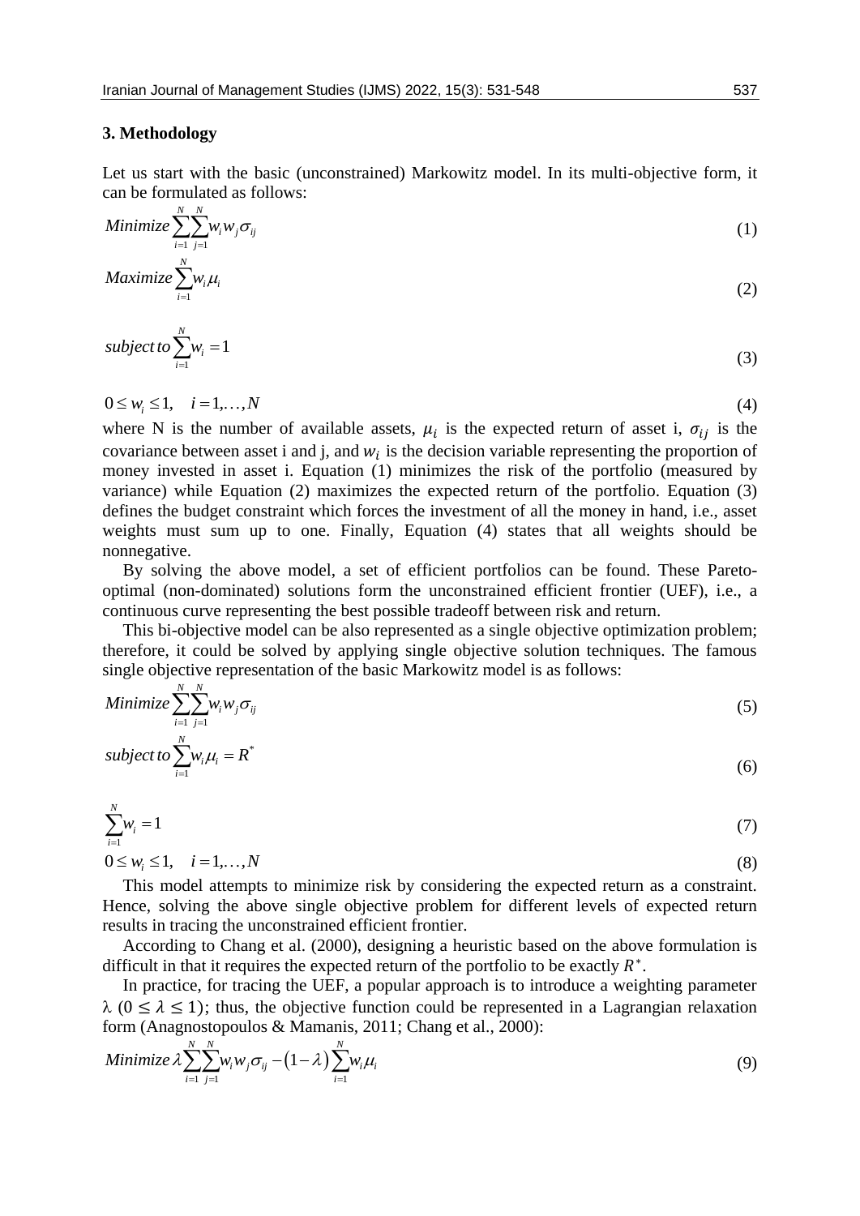## 3. Methodology

Let us start with the basic (unconstrained) Markowitz model. In its multi-objective form, it can be formulated as follows:

$$Minimize \sum_{i=1}^{N}\sum_{j=1}^{N} w_i w_j \sigma_{ij} \tag{1}$$

$$Maximize \sum_{i=1}^{N} w_i \mu_i \tag{2}$$

$$subject\ to \sum_{i=1}^{N} w_i = 1 \tag{3}$$

$$0 \le w_i \le 1, \quad i = 1, \ldots, N \tag{4}$$

where N is the number of available assets, $\mu_i$ is the expected return of asset i, $\sigma_{ij}$ is the covariance between asset i and j, and $w_i$ is the decision variable representing the proportion of money invested in asset i. Equation (1) minimizes the risk of the portfolio (measured by variance) while Equation (2) maximizes the expected return of the portfolio. Equation (3) defines the budget constraint which forces the investment of all the money in hand, i.e., asset weights must sum up to one. Finally, Equation (4) states that all weights should be nonnegative.

By solving the above model, a set of efficient portfolios can be found. These Pareto-optimal (non-dominated) solutions form the unconstrained efficient frontier (UEF), i.e., a continuous curve representing the best possible tradeoff between risk and return.

This bi-objective model can be also represented as a single objective optimization problem; therefore, it could be solved by applying single objective solution techniques. The famous single objective representation of the basic Markowitz model is as follows:

$$Minimize \sum_{i=1}^{N}\sum_{j=1}^{N} w_i w_j \sigma_{ij} \tag{5}$$

$$subject\ to \sum_{i=1}^{N} w_i \mu_i = R^* \tag{6}$$

$$\sum_{i=1}^{N} w_i = 1 \tag{7}$$

$$0 \le w_i \le 1, \quad i = 1, \ldots, N \tag{8}$$

This model attempts to minimize risk by considering the expected return as a constraint. Hence, solving the above single objective problem for different levels of expected return results in tracing the unconstrained efficient frontier.

According to Chang et al. (2000), designing a heuristic based on the above formulation is difficult in that it requires the expected return of the portfolio to be exactly $R^*$.

In practice, for tracing the UEF, a popular approach is to introduce a weighting parameter $\lambda$ $(0 \le \lambda \le 1)$; thus, the objective function could be represented in a Lagrangian relaxation form (Anagnostopoulos & Mamanis, 2011; Chang et al., 2000):

$$Minimize\ \lambda \sum_{i=1}^{N}\sum_{j=1}^{N} w_i w_j \sigma_{ij} - (1-\lambda)\sum_{i=1}^{N} w_i \mu_i \tag{9}$$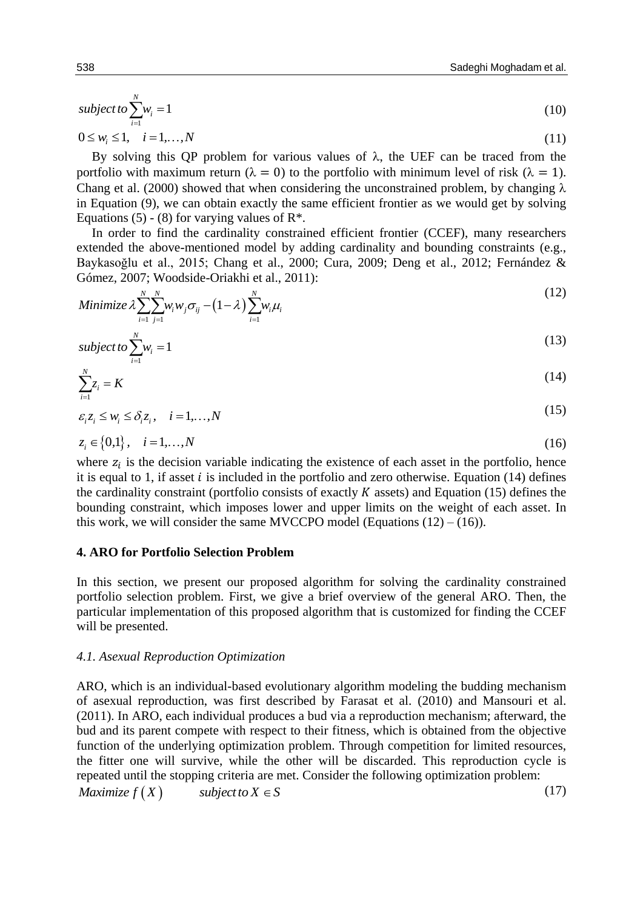$$subject\ to \sum_{i=1}^{N} w_i = 1 \tag{10}$$

$$0 \le w_i \le 1, \quad i = 1, \ldots, N \tag{11}$$

By solving this QP problem for various values of λ, the UEF can be traced from the portfolio with maximum return ($\lambda = 0$) to the portfolio with minimum level of risk ($\lambda = 1$). Chang et al. (2000) showed that when considering the unconstrained problem, by changing λ in Equation (9), we can obtain exactly the same efficient frontier as we would get by solving Equations (5) - (8) for varying values of R*.

In order to find the cardinality constrained efficient frontier (CCEF), many researchers extended the above-mentioned model by adding cardinality and bounding constraints (e.g., Baykasoğlu et al., 2015; Chang et al., 2000; Cura, 2009; Deng et al., 2012; Fernández & Gómez, 2007; Woodside-Oriakhi et al., 2011):

$$Minimize\ \lambda \sum_{i=1}^{N} \sum_{j=1}^{N} w_i w_j \sigma_{ij} - (1-\lambda) \sum_{i=1}^{N} w_i \mu_i \tag{12}$$

$$subject\ to \sum_{i=1}^{N} w_i = 1 \tag{13}$$

$$\sum_{i=1}^{N} z_i = K \tag{14}$$

$$\varepsilon_i z_i \le w_i \le \delta_i z_i, \quad i = 1, \ldots, N \tag{15}$$

$$z_i \in \{0,1\}, \quad i = 1, \ldots, N \tag{16}$$

where $z_i$ is the decision variable indicating the existence of each asset in the portfolio, hence it is equal to 1, if asset $i$ is included in the portfolio and zero otherwise. Equation (14) defines the cardinality constraint (portfolio consists of exactly $K$ assets) and Equation (15) defines the bounding constraint, which imposes lower and upper limits on the weight of each asset. In this work, we will consider the same MVCCPO model (Equations (12) – (16)).

## 4. ARO for Portfolio Selection Problem

In this section, we present our proposed algorithm for solving the cardinality constrained portfolio selection problem. First, we give a brief overview of the general ARO. Then, the particular implementation of this proposed algorithm that is customized for finding the CCEF will be presented.

### *4.1. Asexual Reproduction Optimization*

ARO, which is an individual-based evolutionary algorithm modeling the budding mechanism of asexual reproduction, was first described by Farasat et al. (2010) and Mansouri et al. (2011). In ARO, each individual produces a bud via a reproduction mechanism; afterward, the bud and its parent compete with respect to their fitness, which is obtained from the objective function of the underlying optimization problem. Through competition for limited resources, the fitter one will survive, while the other will be discarded. This reproduction cycle is repeated until the stopping criteria are met. Consider the following optimization problem:

$$Maximize\ f(X) \qquad subject\ to\ X \in S \tag{17}$$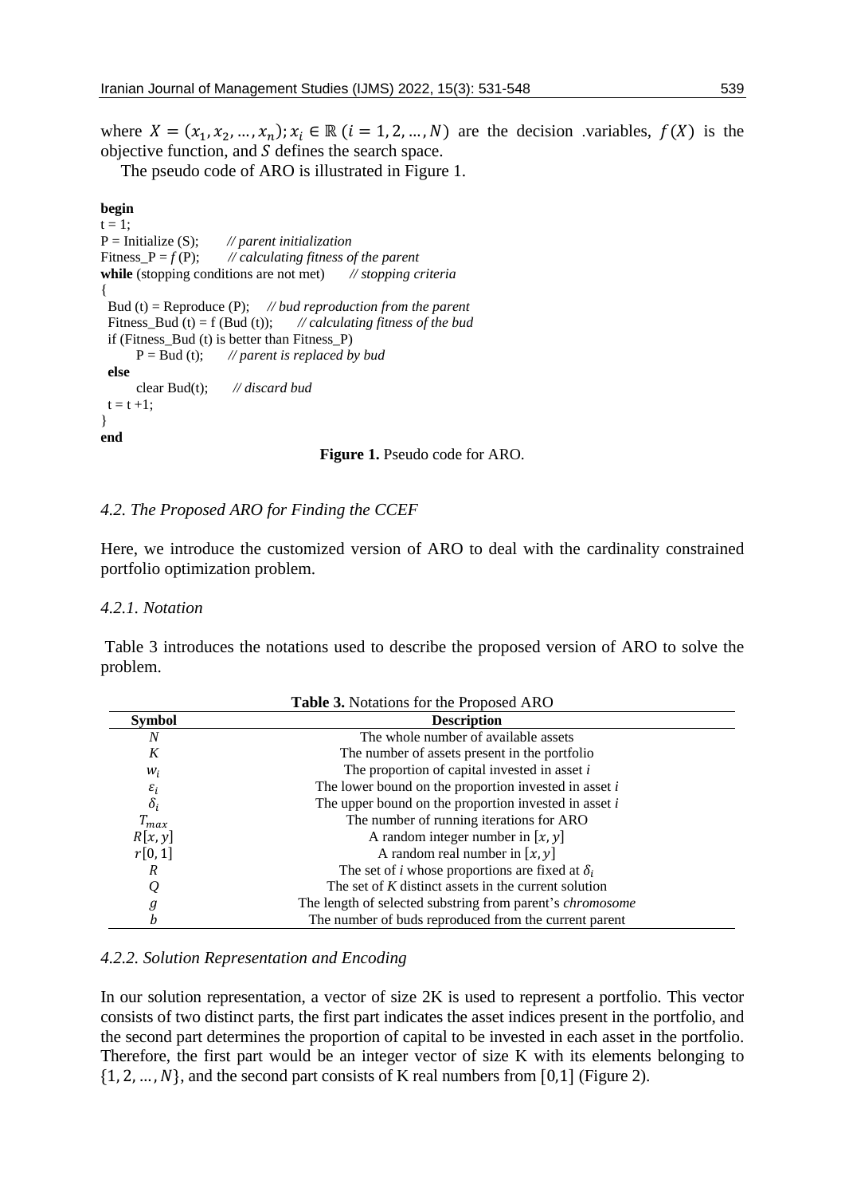where $X = (x_1, x_2, ..., x_n); x_i \in \mathbb{R} \ (i = 1, 2, ..., N)$ are the decision .variables, $f(X)$ is the objective function, and $S$ defines the search space.

The pseudo code of ARO is illustrated in Figure 1.

```
begin
t = 1;
P = Initialize (S);       // parent initialization
Fitness_P = f (P);        // calculating fitness of the parent
while (stopping conditions are not met)      // stopping criteria
{
  Bud (t) = Reproduce (P);     // bud reproduction from the parent
  Fitness_Bud (t) = f (Bud (t));      // calculating fitness of the bud
  if (Fitness_Bud (t) is better than Fitness_P)
        P = Bud (t);      // parent is replaced by bud
  else
        clear Bud(t);      // discard bud
  t = t +1;
}
end
```

**Figure 1.** Pseudo code for ARO.

### *4.2. The Proposed ARO for Finding the CCEF*

Here, we introduce the customized version of ARO to deal with the cardinality constrained portfolio optimization problem.

#### *4.2.1. Notation*

Table 3 introduces the notations used to describe the proposed version of ARO to solve the problem.

**Table 3.** Notations for the Proposed ARO

| Symbol | Description |
|---|---|
| $N$ | The whole number of available assets |
| $K$ | The number of assets present in the portfolio |
| $w_i$ | The proportion of capital invested in asset *i* |
| $\varepsilon_i$ | The lower bound on the proportion invested in asset *i* |
| $\delta_i$ | The upper bound on the proportion invested in asset *i* |
| $T_{max}$ | The number of running iterations for ARO |
| $R[x, y]$ | A random integer number in $[x, y]$ |
| $r[0, 1]$ | A random real number in $[x, y]$ |
| $R$ | The set of *i* whose proportions are fixed at $\delta_i$ |
| $Q$ | The set of $K$ distinct assets in the current solution |
| $g$ | The length of selected substring from parent's *chromosome* |
| $b$ | The number of buds reproduced from the current parent |

#### *4.2.2. Solution Representation and Encoding*

In our solution representation, a vector of size 2K is used to represent a portfolio. This vector consists of two distinct parts, the first part indicates the asset indices present in the portfolio, and the second part determines the proportion of capital to be invested in each asset in the portfolio. Therefore, the first part would be an integer vector of size K with its elements belonging to $\{1, 2, ..., N\}$, and the second part consists of K real numbers from $[0,1]$ (Figure 2).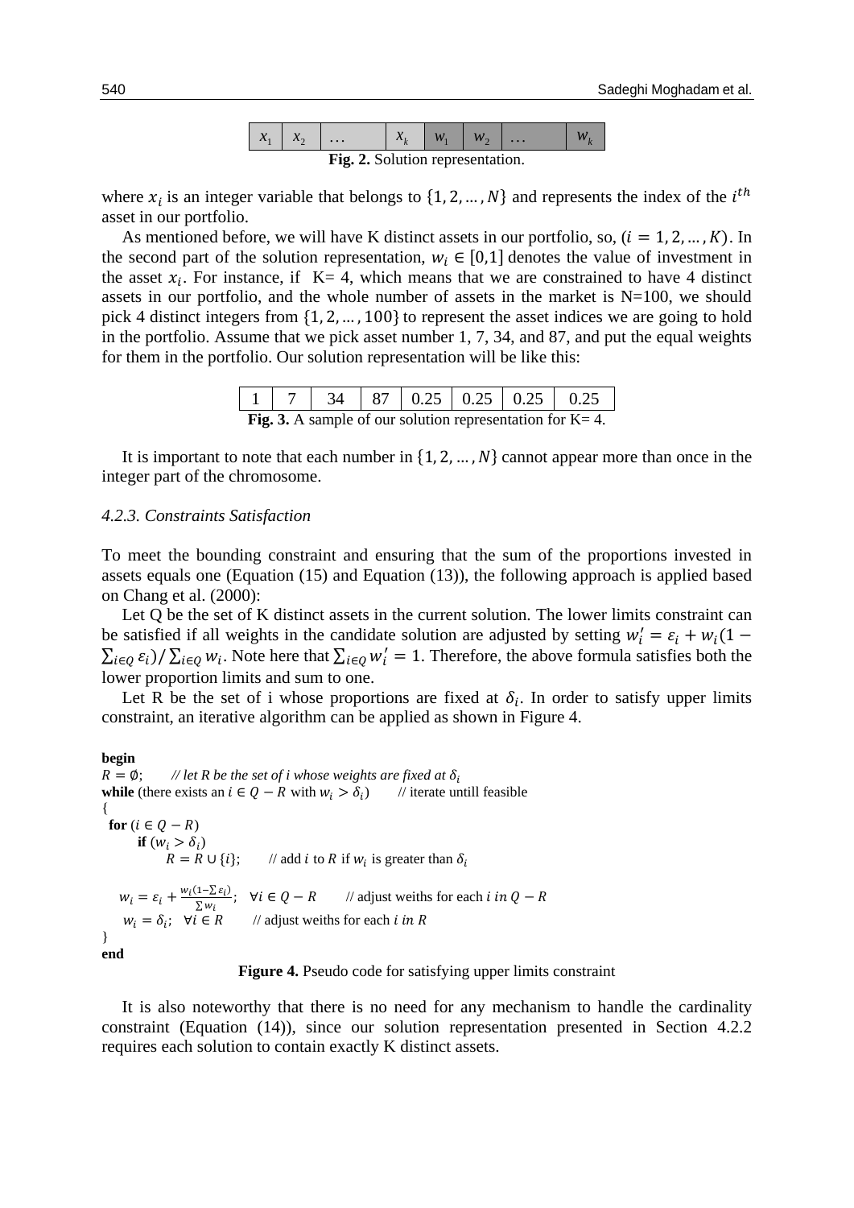| $x_1$ | $x_2$ | … | $x_k$ | $w_1$ | $w_2$ | … | $w_k$ |
|---|---|---|---|---|---|---|---|

**Fig. 2.** Solution representation.

where $x_i$ is an integer variable that belongs to $\{1, 2, \dots, N\}$ and represents the index of the $i^{th}$ asset in our portfolio.

As mentioned before, we will have K distinct assets in our portfolio, so, $(i = 1, 2, \dots, K)$. In the second part of the solution representation, $w_i \in [0,1]$ denotes the value of investment in the asset $x_i$. For instance, if K= 4, which means that we are constrained to have 4 distinct assets in our portfolio, and the whole number of assets in the market is N=100, we should pick 4 distinct integers from $\{1, 2, \dots, 100\}$ to represent the asset indices we are going to hold in the portfolio. Assume that we pick asset number 1, 7, 34, and 87, and put the equal weights for them in the portfolio. Our solution representation will be like this:

| 1 | 7 | 34 | 87 | 0.25 | 0.25 | 0.25 | 0.25 |
|---|---|---|---|---|---|---|---|

**Fig. 3.** A sample of our solution representation for K= 4.

It is important to note that each number in $\{1, 2, \dots, N\}$ cannot appear more than once in the integer part of the chromosome.

### *4.2.3. Constraints Satisfaction*

To meet the bounding constraint and ensuring that the sum of the proportions invested in assets equals one (Equation (15) and Equation (13)), the following approach is applied based on Chang et al. (2000):

Let Q be the set of K distinct assets in the current solution. The lower limits constraint can be satisfied if all weights in the candidate solution are adjusted by setting $w_i' = \varepsilon_i + w_i(1 - \sum_{i \in Q} \varepsilon_i) / \sum_{i \in Q} w_i$. Note here that $\sum_{i \in Q} w_i' = 1$. Therefore, the above formula satisfies both the lower proportion limits and sum to one.

Let R be the set of i whose proportions are fixed at $\delta_i$. In order to satisfy upper limits constraint, an iterative algorithm can be applied as shown in Figure 4.

```
begin
R = ∅;       // let R be the set of i whose weights are fixed at δ_i
while (there exists an i ∈ Q − R with w_i > δ_i)       // iterate untill feasible
{
  for (i ∈ Q − R)
       if (w_i > δ_i)
            R = R ∪ {i};       // add i to R if w_i is greater than δ_i

    w_i = ε_i + w_i(1−∑ε_i)/∑w_i;   ∀i ∈ Q − R       // adjust weiths for each i in Q − R
    w_i = δ_i;   ∀i ∈ R       // adjust weiths for each i in R
}
end
```

**Figure 4.** Pseudo code for satisfying upper limits constraint

It is also noteworthy that there is no need for any mechanism to handle the cardinality constraint (Equation (14)), since our solution representation presented in Section 4.2.2 requires each solution to contain exactly K distinct assets.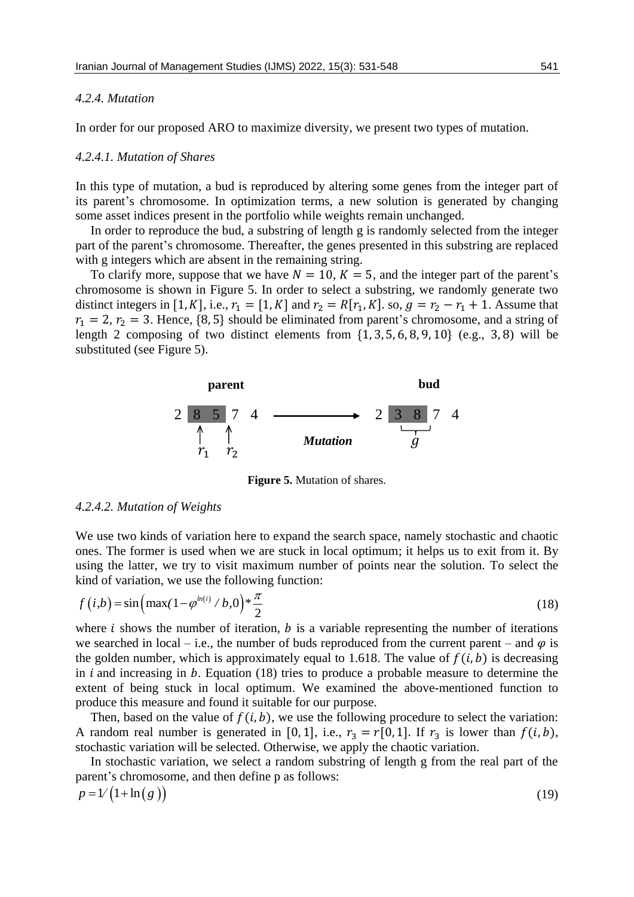#### 4.2.4. Mutation

In order for our proposed ARO to maximize diversity, we present two types of mutation.

##### 4.2.4.1. Mutation of Shares

In this type of mutation, a bud is reproduced by altering some genes from the integer part of its parent's chromosome. In optimization terms, a new solution is generated by changing some asset indices present in the portfolio while weights remain unchanged.

In order to reproduce the bud, a substring of length g is randomly selected from the integer part of the parent's chromosome. Thereafter, the genes presented in this substring are replaced with g integers which are absent in the remaining string.

To clarify more, suppose that we have $N = 10$, $K = 5$, and the integer part of the parent's chromosome is shown in Figure 5. In order to select a substring, we randomly generate two distinct integers in $[1, K]$, i.e., $r_1 = [1, K]$ and $r_2 = R[r_1, K]$. so, $g = r_2 - r_1 + 1$. Assume that $r_1 = 2$, $r_2 = 3$. Hence, $\{8, 5\}$ should be eliminated from parent's chromosome, and a string of length 2 composing of two distinct elements from $\{1, 3, 5, 6, 8, 9, 10\}$ (e.g., $3, 8$) will be substituted (see Figure 5).

| | parent | | | | | bud | | | |
|---|---|---|---|---|---|---|---|---|---|
| 2 | 8 | 5 | 7 | 4 | → Mutation | 2 | 3 | 8 | 7 | 4 |
| | $r_1$ | $r_2$ | | | | | $g$ | | |

**Figure 5.** Mutation of shares.

##### 4.2.4.2. Mutation of Weights

We use two kinds of variation here to expand the search space, namely stochastic and chaotic ones. The former is used when we are stuck in local optimum; it helps us to exit from it. By using the latter, we try to visit maximum number of points near the solution. To select the kind of variation, we use the following function:

$$f(i,b) = \sin\left(\max(1 - \varphi^{\ln(i)} / b, 0\right) * \frac{\pi}{2} \tag{18}$$

where $i$ shows the number of iteration, $b$ is a variable representing the number of iterations we searched in local – i.e., the number of buds reproduced from the current parent – and $\varphi$ is the golden number, which is approximately equal to 1.618. The value of $f(i, b)$ is decreasing in $i$ and increasing in $b$. Equation (18) tries to produce a probable measure to determine the extent of being stuck in local optimum. We examined the above-mentioned function to produce this measure and found it suitable for our purpose.

Then, based on the value of $f(i, b)$, we use the following procedure to select the variation: A random real number is generated in $[0, 1]$, i.e., $r_3 = r[0, 1]$. If $r_3$ is lower than $f(i, b)$, stochastic variation will be selected. Otherwise, we apply the chaotic variation.

In stochastic variation, we select a random substring of length g from the real part of the parent's chromosome, and then define p as follows:

$$p = 1 / \left(1 + \ln(g)\right) \tag{19}$$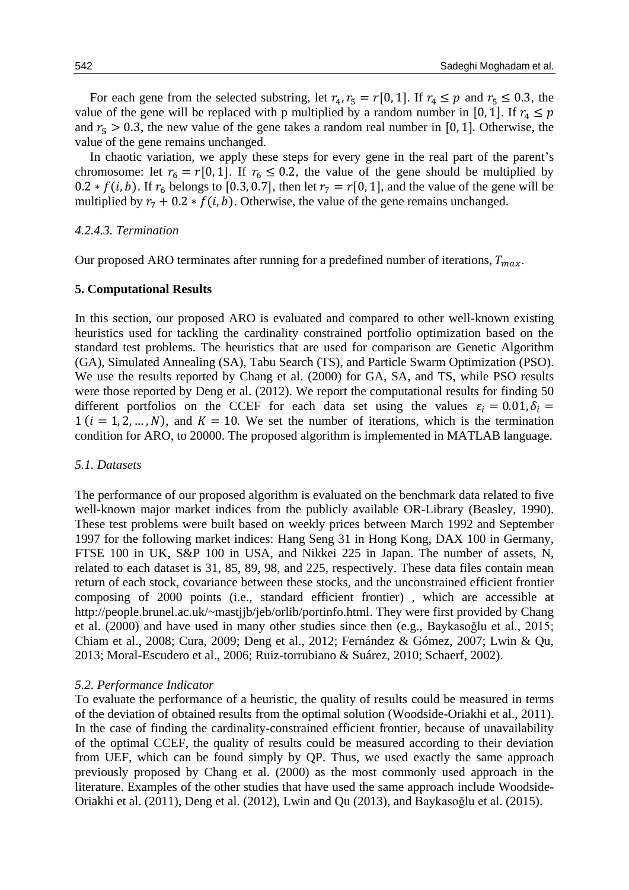For each gene from the selected substring, let $r_4, r_5 = r[0, 1]$. If $r_4 \leq p$ and $r_5 \leq 0.3$, the value of the gene will be replaced with p multiplied by a random number in $[0, 1]$. If $r_4 \leq p$ and $r_5 > 0.3$, the new value of the gene takes a random real number in $[0, 1]$. Otherwise, the value of the gene remains unchanged.

In chaotic variation, we apply these steps for every gene in the real part of the parent's chromosome: let $r_6 = r[0, 1]$. If $r_6 \leq 0.2$, the value of the gene should be multiplied by $0.2 * f(i, b)$. If $r_6$ belongs to $[0.3, 0.7]$, then let $r_7 = r[0, 1]$, and the value of the gene will be multiplied by $r_7 + 0.2 * f(i, b)$. Otherwise, the value of the gene remains unchanged.

#### *4.2.4.3. Termination*

Our proposed ARO terminates after running for a predefined number of iterations, $T_{max}$.

## 5. Computational Results

In this section, our proposed ARO is evaluated and compared to other well-known existing heuristics used for tackling the cardinality constrained portfolio optimization based on the standard test problems. The heuristics that are used for comparison are Genetic Algorithm (GA), Simulated Annealing (SA), Tabu Search (TS), and Particle Swarm Optimization (PSO). We use the results reported by Chang et al. (2000) for GA, SA, and TS, while PSO results were those reported by Deng et al. (2012). We report the computational results for finding 50 different portfolios on the CCEF for each data set using the values $\varepsilon_i = 0.01, \delta_i = 1\ (i = 1, 2, \dots, N)$, and $K = 10$. We set the number of iterations, which is the termination condition for ARO, to 20000. The proposed algorithm is implemented in MATLAB language.

### *5.1. Datasets*

The performance of our proposed algorithm is evaluated on the benchmark data related to five well-known major market indices from the publicly available OR-Library (Beasley, 1990). These test problems were built based on weekly prices between March 1992 and September 1997 for the following market indices: Hang Seng 31 in Hong Kong, DAX 100 in Germany, FTSE 100 in UK, S&P 100 in USA, and Nikkei 225 in Japan. The number of assets, N, related to each dataset is 31, 85, 89, 98, and 225, respectively. These data files contain mean return of each stock, covariance between these stocks, and the unconstrained efficient frontier composing of 2000 points (i.e., standard efficient frontier) , which are accessible at http://people.brunel.ac.uk/~mastjjb/jeb/orlib/portinfo.html. They were first provided by Chang et al. (2000) and have used in many other studies since then (e.g., Baykasoğlu et al., 2015; Chiam et al., 2008; Cura, 2009; Deng et al., 2012; Fernández & Gómez, 2007; Lwin & Qu, 2013; Moral-Escudero et al., 2006; Ruiz-torrubiano & Suárez, 2010; Schaerf, 2002).

### *5.2. Performance Indicator*

To evaluate the performance of a heuristic, the quality of results could be measured in terms of the deviation of obtained results from the optimal solution (Woodside-Oriakhi et al., 2011). In the case of finding the cardinality-constrained efficient frontier, because of unavailability of the optimal CCEF, the quality of results could be measured according to their deviation from UEF, which can be found simply by QP. Thus, we used exactly the same approach previously proposed by Chang et al. (2000) as the most commonly used approach in the literature. Examples of the other studies that have used the same approach include Woodside-Oriakhi et al. (2011), Deng et al. (2012), Lwin and Qu (2013), and Baykasoğlu et al. (2015).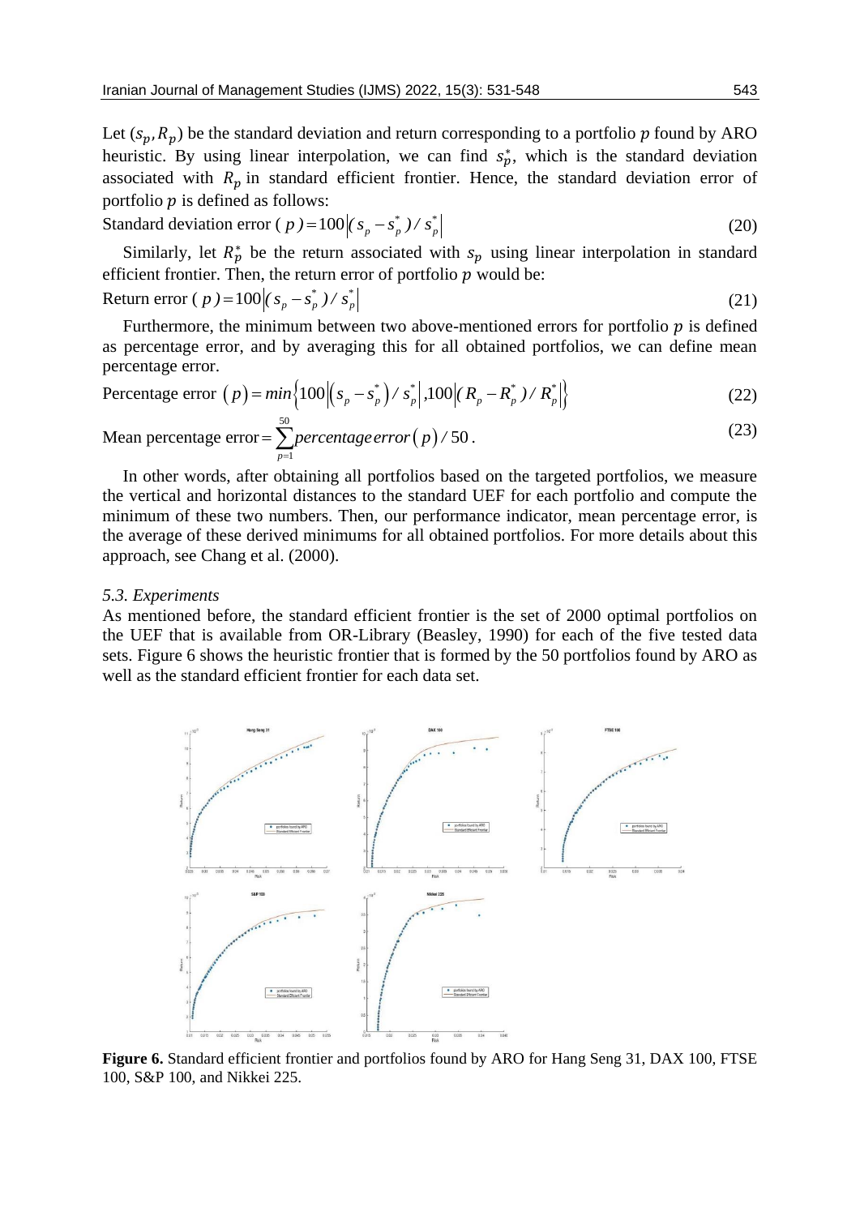Let $(s_p, R_p)$ be the standard deviation and return corresponding to a portfolio $p$ found by ARO heuristic. By using linear interpolation, we can find $s_p^*$, which is the standard deviation associated with $R_p$ in standard efficient frontier. Hence, the standard deviation error of portfolio $p$ is defined as follows:

$$\text{Standard deviation error } (p) = 100\left|(s_p - s_p^*)/s_p^*\right| \tag{20}$$

Similarly, let $R_p^*$ be the return associated with $s_p$ using linear interpolation in standard efficient frontier. Then, the return error of portfolio $p$ would be:

$$\text{Return error } (p) = 100\left|(s_p - s_p^*)/s_p^*\right| \tag{21}$$

Furthermore, the minimum between two above-mentioned errors for portfolio $p$ is defined as percentage error, and by averaging this for all obtained portfolios, we can define mean percentage error.

$$\text{Percentage error } (p) = \min\left\{100\left|(s_p - s_p^*)/s_p^*\right|, 100\left|(R_p - R_p^*)/R_p^*\right|\right\} \tag{22}$$

$$\text{Mean percentage error} = \sum_{p=1}^{50} \text{percentage error}(p)/50. \tag{23}$$

In other words, after obtaining all portfolios based on the targeted portfolios, we measure the vertical and horizontal distances to the standard UEF for each portfolio and compute the minimum of these two numbers. Then, our performance indicator, mean percentage error, is the average of these derived minimums for all obtained portfolios. For more details about this approach, see Chang et al. (2000).

### *5.3. Experiments*

As mentioned before, the standard efficient frontier is the set of 2000 optimal portfolios on the UEF that is available from OR-Library (Beasley, 1990) for each of the five tested data sets. Figure 6 shows the heuristic frontier that is formed by the 50 portfolios found by ARO as well as the standard efficient frontier for each data set.

**Figure 6.** Standard efficient frontier and portfolios found by ARO for Hang Seng 31, DAX 100, FTSE 100, S&P 100, and Nikkei 225.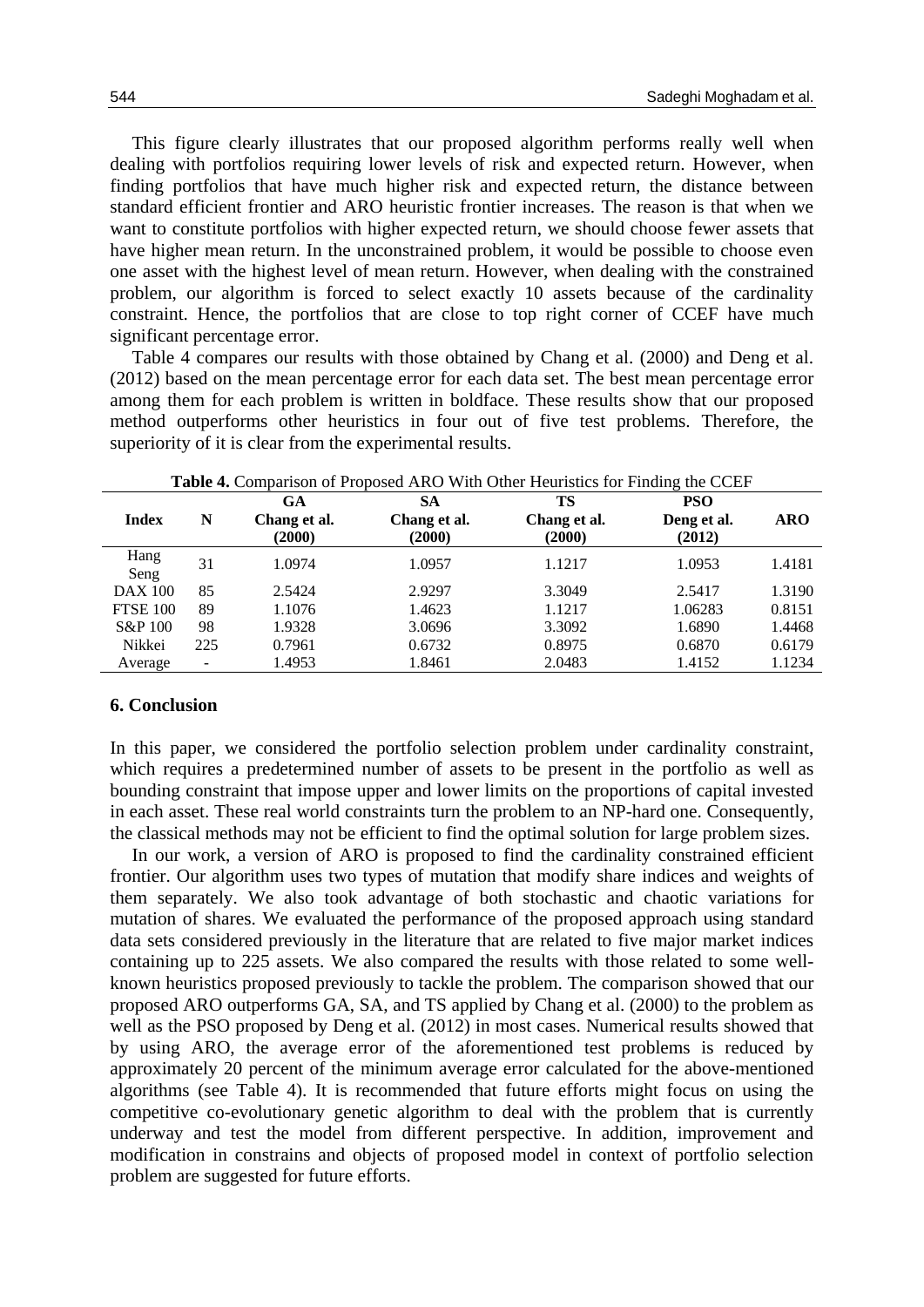This figure clearly illustrates that our proposed algorithm performs really well when dealing with portfolios requiring lower levels of risk and expected return. However, when finding portfolios that have much higher risk and expected return, the distance between standard efficient frontier and ARO heuristic frontier increases. The reason is that when we want to constitute portfolios with higher expected return, we should choose fewer assets that have higher mean return. In the unconstrained problem, it would be possible to choose even one asset with the highest level of mean return. However, when dealing with the constrained problem, our algorithm is forced to select exactly 10 assets because of the cardinality constraint. Hence, the portfolios that are close to top right corner of CCEF have much significant percentage error.

Table 4 compares our results with those obtained by Chang et al. (2000) and Deng et al. (2012) based on the mean percentage error for each data set. The best mean percentage error among them for each problem is written in boldface. These results show that our proposed method outperforms other heuristics in four out of five test problems. Therefore, the superiority of it is clear from the experimental results.

**Table 4.** Comparison of Proposed ARO With Other Heuristics for Finding the CCEF

| Index | N | GA Chang et al. (2000) | SA Chang et al. (2000) | TS Chang et al. (2000) | PSO Deng et al. (2012) | ARO |
|---|---|---|---|---|---|---|
| Hang Seng | 31 | 1.0974 | 1.0957 | 1.1217 | 1.0953 | 1.4181 |
| DAX 100 | 85 | 2.5424 | 2.9297 | 3.3049 | 2.5417 | 1.3190 |
| FTSE 100 | 89 | 1.1076 | 1.4623 | 1.1217 | 1.06283 | 0.8151 |
| S&P 100 | 98 | 1.9328 | 3.0696 | 3.3092 | 1.6890 | 1.4468 |
| Nikkei | 225 | 0.7961 | 0.6732 | 0.8975 | 0.6870 | 0.6179 |
| Average | - | 1.4953 | 1.8461 | 2.0483 | 1.4152 | 1.1234 |

## 6. Conclusion

In this paper, we considered the portfolio selection problem under cardinality constraint, which requires a predetermined number of assets to be present in the portfolio as well as bounding constraint that impose upper and lower limits on the proportions of capital invested in each asset. These real world constraints turn the problem to an NP-hard one. Consequently, the classical methods may not be efficient to find the optimal solution for large problem sizes.

In our work, a version of ARO is proposed to find the cardinality constrained efficient frontier. Our algorithm uses two types of mutation that modify share indices and weights of them separately. We also took advantage of both stochastic and chaotic variations for mutation of shares. We evaluated the performance of the proposed approach using standard data sets considered previously in the literature that are related to five major market indices containing up to 225 assets. We also compared the results with those related to some well-known heuristics proposed previously to tackle the problem. The comparison showed that our proposed ARO outperforms GA, SA, and TS applied by Chang et al. (2000) to the problem as well as the PSO proposed by Deng et al. (2012) in most cases. Numerical results showed that by using ARO, the average error of the aforementioned test problems is reduced by approximately 20 percent of the minimum average error calculated for the above-mentioned algorithms (see Table 4). It is recommended that future efforts might focus on using the competitive co-evolutionary genetic algorithm to deal with the problem that is currently underway and test the model from different perspective. In addition, improvement and modification in constrains and objects of proposed model in context of portfolio selection problem are suggested for future efforts.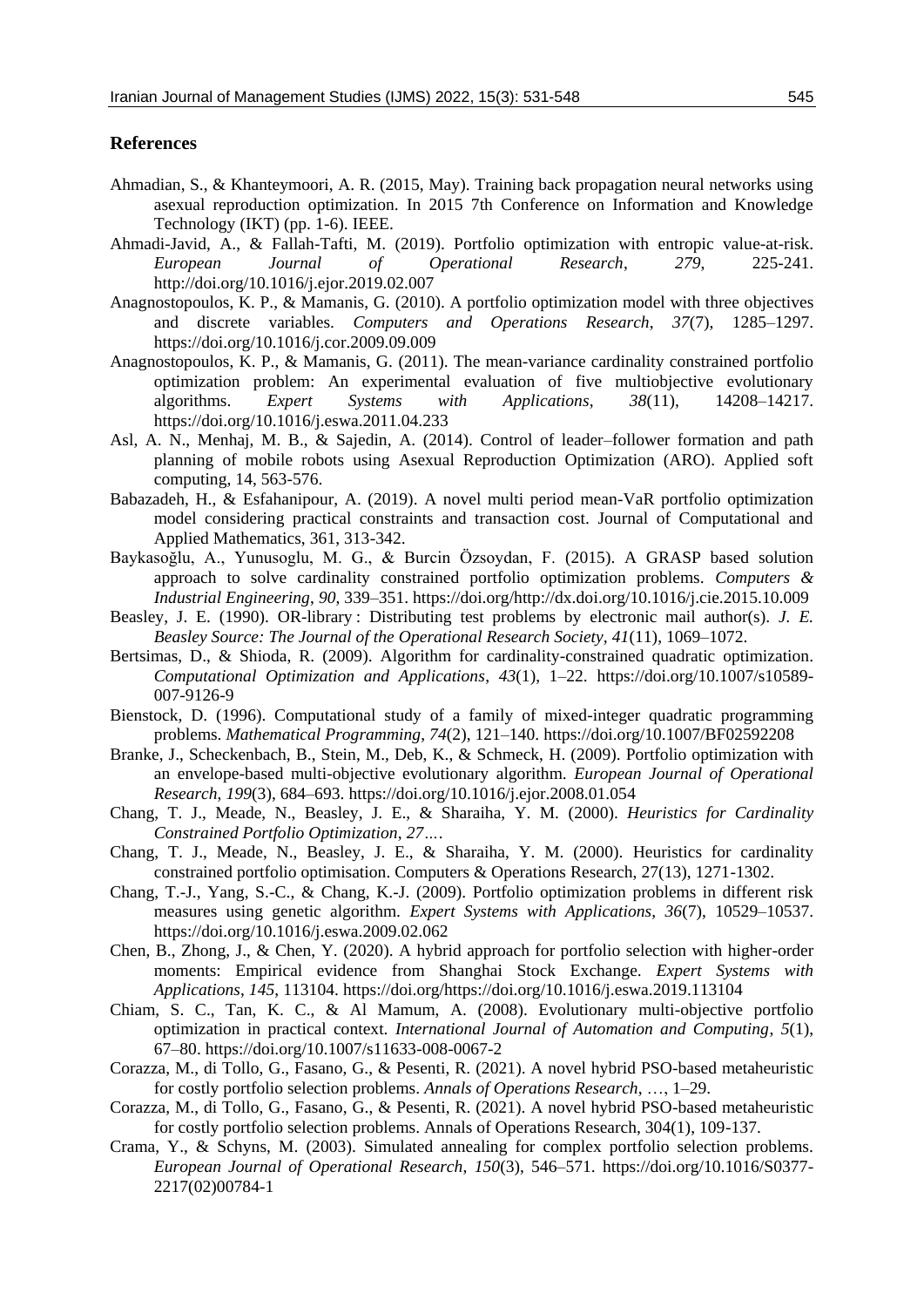## References

Ahmadian, S., & Khanteymoori, A. R. (2015, May). Training back propagation neural networks using asexual reproduction optimization. In 2015 7th Conference on Information and Knowledge Technology (IKT) (pp. 1-6). IEEE.

Ahmadi-Javid, A., & Fallah-Tafti, M. (2019). Portfolio optimization with entropic value-at-risk. *European Journal of Operational Research*, *279*, 225-241. http://doi.org/10.1016/j.ejor.2019.02.007

Anagnostopoulos, K. P., & Mamanis, G. (2010). A portfolio optimization model with three objectives and discrete variables. *Computers and Operations Research*, *37*(7), 1285–1297. https://doi.org/10.1016/j.cor.2009.09.009

Anagnostopoulos, K. P., & Mamanis, G. (2011). The mean-variance cardinality constrained portfolio optimization problem: An experimental evaluation of five multiobjective evolutionary algorithms. *Expert Systems with Applications*, *38*(11), 14208–14217. https://doi.org/10.1016/j.eswa.2011.04.233

Asl, A. N., Menhaj, M. B., & Sajedin, A. (2014). Control of leader–follower formation and path planning of mobile robots using Asexual Reproduction Optimization (ARO). Applied soft computing, 14, 563-576.

Babazadeh, H., & Esfahanipour, A. (2019). A novel multi period mean-VaR portfolio optimization model considering practical constraints and transaction cost. Journal of Computational and Applied Mathematics, 361, 313-342.

Baykasoğlu, A., Yunusoglu, M. G., & Burcin Özsoydan, F. (2015). A GRASP based solution approach to solve cardinality constrained portfolio optimization problems. *Computers & Industrial Engineering*, *90*, 339–351. https://doi.org/http://dx.doi.org/10.1016/j.cie.2015.10.009

Beasley, J. E. (1990). OR-library : Distributing test problems by electronic mail author(s). *J. E. Beasley Source: The Journal of the Operational Research Society*, *41*(11), 1069–1072.

Bertsimas, D., & Shioda, R. (2009). Algorithm for cardinality-constrained quadratic optimization. *Computational Optimization and Applications*, *43*(1), 1–22. https://doi.org/10.1007/s10589-007-9126-9

Bienstock, D. (1996). Computational study of a family of mixed-integer quadratic programming problems. *Mathematical Programming*, *74*(2), 121–140. https://doi.org/10.1007/BF02592208

Branke, J., Scheckenbach, B., Stein, M., Deb, K., & Schmeck, H. (2009). Portfolio optimization with an envelope-based multi-objective evolutionary algorithm. *European Journal of Operational Research*, *199*(3), 684–693. https://doi.org/10.1016/j.ejor.2008.01.054

Chang, T. J., Meade, N., Beasley, J. E., & Sharaiha, Y. M. (2000). *Heuristics for Cardinality Constrained Portfolio Optimization*, *27*….

Chang, T. J., Meade, N., Beasley, J. E., & Sharaiha, Y. M. (2000). Heuristics for cardinality constrained portfolio optimisation. Computers & Operations Research, 27(13), 1271-1302.

Chang, T.-J., Yang, S.-C., & Chang, K.-J. (2009). Portfolio optimization problems in different risk measures using genetic algorithm. *Expert Systems with Applications*, *36*(7), 10529–10537. https://doi.org/10.1016/j.eswa.2009.02.062

Chen, B., Zhong, J., & Chen, Y. (2020). A hybrid approach for portfolio selection with higher-order moments: Empirical evidence from Shanghai Stock Exchange. *Expert Systems with Applications*, *145*, 113104. https://doi.org/https://doi.org/10.1016/j.eswa.2019.113104

Chiam, S. C., Tan, K. C., & Al Mamum, A. (2008). Evolutionary multi-objective portfolio optimization in practical context. *International Journal of Automation and Computing*, *5*(1), 67–80. https://doi.org/10.1007/s11633-008-0067-2

Corazza, M., di Tollo, G., Fasano, G., & Pesenti, R. (2021). A novel hybrid PSO-based metaheuristic for costly portfolio selection problems. *Annals of Operations Research*, …, 1–29.

Corazza, M., di Tollo, G., Fasano, G., & Pesenti, R. (2021). A novel hybrid PSO-based metaheuristic for costly portfolio selection problems. Annals of Operations Research, 304(1), 109-137.

Crama, Y., & Schyns, M. (2003). Simulated annealing for complex portfolio selection problems. *European Journal of Operational Research*, *150*(3), 546–571. https://doi.org/10.1016/S0377-2217(02)00784-1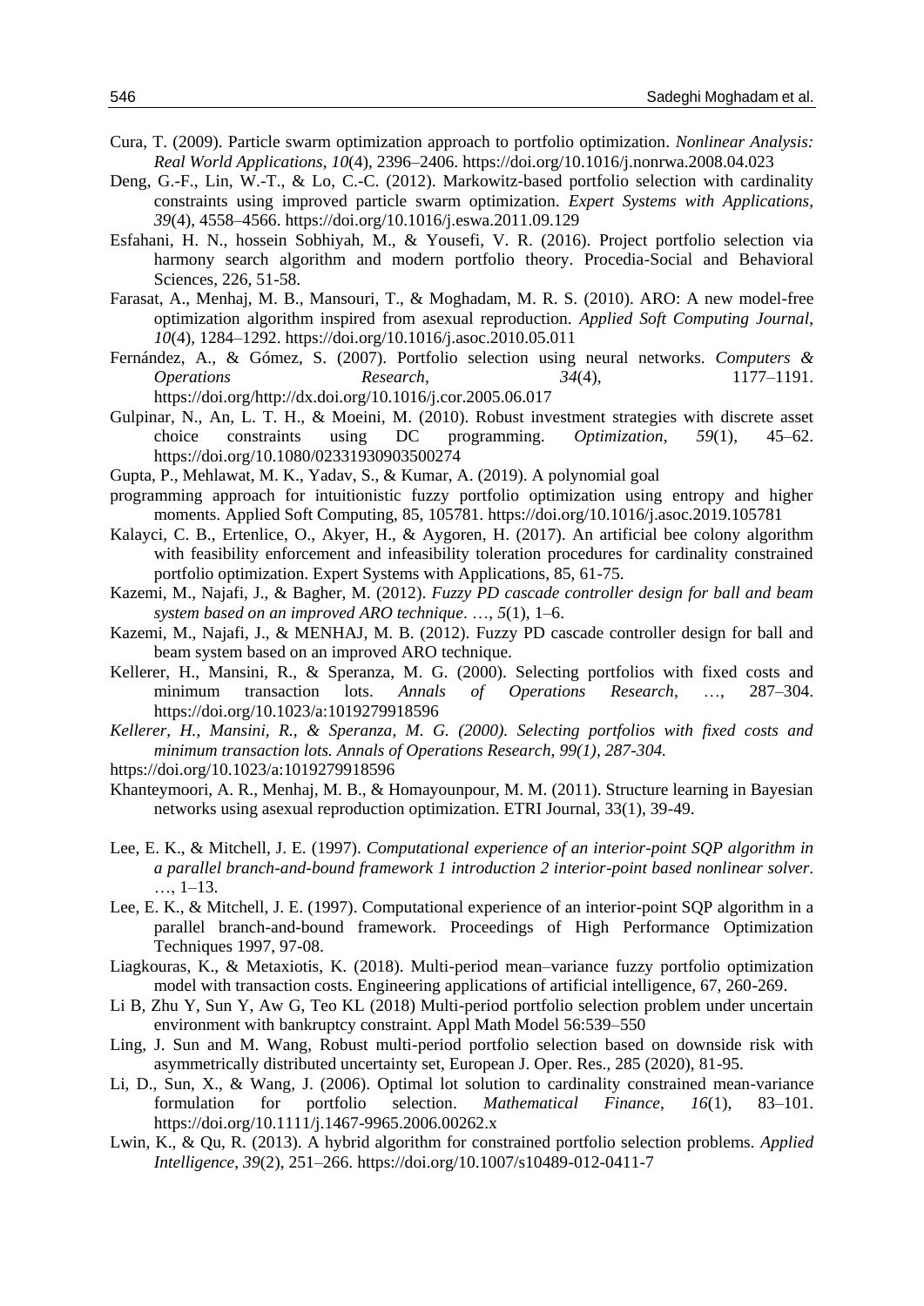Cura, T. (2009). Particle swarm optimization approach to portfolio optimization. *Nonlinear Analysis: Real World Applications*, *10*(4), 2396–2406. https://doi.org/10.1016/j.nonrwa.2008.04.023

Deng, G.-F., Lin, W.-T., & Lo, C.-C. (2012). Markowitz-based portfolio selection with cardinality constraints using improved particle swarm optimization. *Expert Systems with Applications*, *39*(4), 4558–4566. https://doi.org/10.1016/j.eswa.2011.09.129

Esfahani, H. N., hossein Sobhiyah, M., & Yousefi, V. R. (2016). Project portfolio selection via harmony search algorithm and modern portfolio theory. Procedia-Social and Behavioral Sciences, 226, 51-58.

Farasat, A., Menhaj, M. B., Mansouri, T., & Moghadam, M. R. S. (2010). ARO: A new model-free optimization algorithm inspired from asexual reproduction. *Applied Soft Computing Journal*, *10*(4), 1284–1292. https://doi.org/10.1016/j.asoc.2010.05.011

Fernández, A., & Gómez, S. (2007). Portfolio selection using neural networks. *Computers & Operations Research*, *34*(4), 1177–1191. https://doi.org/http://dx.doi.org/10.1016/j.cor.2005.06.017

Gulpinar, N., An, L. T. H., & Moeini, M. (2010). Robust investment strategies with discrete asset choice constraints using DC programming. *Optimization*, *59*(1), 45–62. https://doi.org/10.1080/02331930903500274

Gupta, P., Mehlawat, M. K., Yadav, S., & Kumar, A. (2019). A polynomial goal programming approach for intuitionistic fuzzy portfolio optimization using entropy and higher moments. Applied Soft Computing, 85, 105781. https://doi.org/10.1016/j.asoc.2019.105781

Kalayci, C. B., Ertenlice, O., Akyer, H., & Aygoren, H. (2017). An artificial bee colony algorithm with feasibility enforcement and infeasibility toleration procedures for cardinality constrained portfolio optimization. Expert Systems with Applications, 85, 61-75.

Kazemi, M., Najafi, J., & Bagher, M. (2012). *Fuzzy PD cascade controller design for ball and beam system based on an improved ARO technique*. …, *5*(1), 1–6.

Kazemi, M., Najafi, J., & MENHAJ, M. B. (2012). Fuzzy PD cascade controller design for ball and beam system based on an improved ARO technique.

Kellerer, H., Mansini, R., & Speranza, M. G. (2000). Selecting portfolios with fixed costs and minimum transaction lots. *Annals of Operations Research*, …, 287–304. https://doi.org/10.1023/a:1019279918596

*Kellerer, H., Mansini, R., & Speranza, M. G. (2000). Selecting portfolios with fixed costs and minimum transaction lots. Annals of Operations Research, 99(1), 287-304.* https://doi.org/10.1023/a:1019279918596

Khanteymoori, A. R., Menhaj, M. B., & Homayounpour, M. M. (2011). Structure learning in Bayesian networks using asexual reproduction optimization. ETRI Journal, 33(1), 39-49.

Lee, E. K., & Mitchell, J. E. (1997). *Computational experience of an interior-point SQP algorithm in a parallel branch-and-bound framework 1 introduction 2 interior-point based nonlinear solver*. …, 1–13.

Lee, E. K., & Mitchell, J. E. (1997). Computational experience of an interior-point SQP algorithm in a parallel branch-and-bound framework. Proceedings of High Performance Optimization Techniques 1997, 97-08.

Liagkouras, K., & Metaxiotis, K. (2018). Multi-period mean–variance fuzzy portfolio optimization model with transaction costs. Engineering applications of artificial intelligence, 67, 260-269.

Li B, Zhu Y, Sun Y, Aw G, Teo KL (2018) Multi-period portfolio selection problem under uncertain environment with bankruptcy constraint. Appl Math Model 56:539–550

Ling, J. Sun and M. Wang, Robust multi-period portfolio selection based on downside risk with asymmetrically distributed uncertainty set, European J. Oper. Res., 285 (2020), 81-95.

Li, D., Sun, X., & Wang, J. (2006). Optimal lot solution to cardinality constrained mean-variance formulation for portfolio selection. *Mathematical Finance*, *16*(1), 83–101. https://doi.org/10.1111/j.1467-9965.2006.00262.x

Lwin, K., & Qu, R. (2013). A hybrid algorithm for constrained portfolio selection problems. *Applied Intelligence*, *39*(2), 251–266. https://doi.org/10.1007/s10489-012-0411-7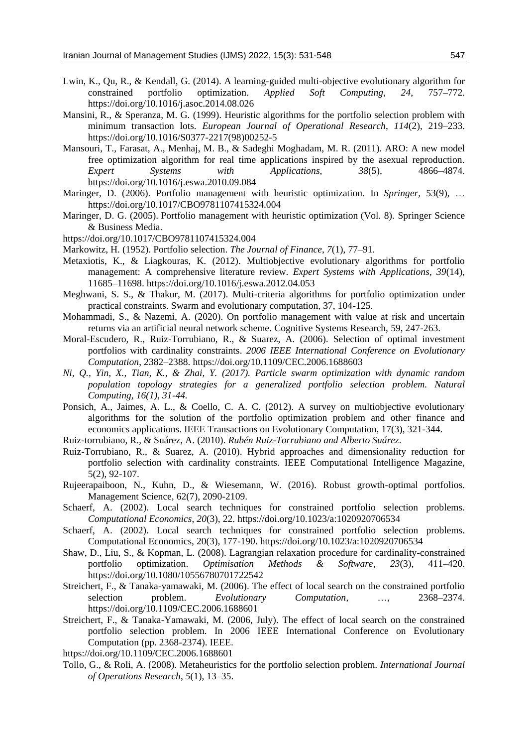Lwin, K., Qu, R., & Kendall, G. (2014). A learning-guided multi-objective evolutionary algorithm for constrained portfolio optimization. *Applied Soft Computing*, *24*, 757–772. https://doi.org/10.1016/j.asoc.2014.08.026

Mansini, R., & Speranza, M. G. (1999). Heuristic algorithms for the portfolio selection problem with minimum transaction lots. *European Journal of Operational Research*, *114*(2), 219–233. https://doi.org/10.1016/S0377-2217(98)00252-5

Mansouri, T., Farasat, A., Menhaj, M. B., & Sadeghi Moghadam, M. R. (2011). ARO: A new model free optimization algorithm for real time applications inspired by the asexual reproduction. *Expert Systems with Applications*, *38*(5), 4866–4874. https://doi.org/10.1016/j.eswa.2010.09.084

Maringer, D. (2006). Portfolio management with heuristic optimization. In *Springer,* 53(9), … https://doi.org/10.1017/CBO9781107415324.004

Maringer, D. G. (2005). Portfolio management with heuristic optimization (Vol. 8). Springer Science & Business Media.

https://doi.org/10.1017/CBO9781107415324.004

Markowitz, H. (1952). Portfolio selection. *The Journal of Finance*, *7*(1), 77–91.

Metaxiotis, K., & Liagkouras, K. (2012). Multiobjective evolutionary algorithms for portfolio management: A comprehensive literature review. *Expert Systems with Applications*, *39*(14), 11685–11698. https://doi.org/10.1016/j.eswa.2012.04.053

Meghwani, S. S., & Thakur, M. (2017). Multi-criteria algorithms for portfolio optimization under practical constraints. Swarm and evolutionary computation, 37, 104-125.

Mohammadi, S., & Nazemi, A. (2020). On portfolio management with value at risk and uncertain returns via an artificial neural network scheme. Cognitive Systems Research, 59, 247-263.

Moral-Escudero, R., Ruiz-Torrubiano, R., & Suarez, A. (2006). Selection of optimal investment portfolios with cardinality constraints. *2006 IEEE International Conference on Evolutionary Computation*, 2382–2388. https://doi.org/10.1109/CEC.2006.1688603

*Ni, Q., Yin, X., Tian, K., & Zhai, Y. (2017). Particle swarm optimization with dynamic random population topology strategies for a generalized portfolio selection problem. Natural Computing, 16(1), 31-44.*

Ponsich, A., Jaimes, A. L., & Coello, C. A. C. (2012). A survey on multiobjective evolutionary algorithms for the solution of the portfolio optimization problem and other finance and economics applications. IEEE Transactions on Evolutionary Computation, 17(3), 321-344.

Ruiz-torrubiano, R., & Suárez, A. (2010). *Rubén Ruiz-Torrubiano and Alberto Suárez*.

Ruiz-Torrubiano, R., & Suarez, A. (2010). Hybrid approaches and dimensionality reduction for portfolio selection with cardinality constraints. IEEE Computational Intelligence Magazine, 5(2), 92-107.

Rujeerapaiboon, N., Kuhn, D., & Wiesemann, W. (2016). Robust growth-optimal portfolios. Management Science, 62(7), 2090-2109.

Schaerf, A. (2002). Local search techniques for constrained portfolio selection problems. *Computational Economics*, *20*(3), 22. https://doi.org/10.1023/a:1020920706534

Schaerf, A. (2002). Local search techniques for constrained portfolio selection problems. Computational Economics, 20(3), 177-190. https://doi.org/10.1023/a:1020920706534

Shaw, D., Liu, S., & Kopman, L. (2008). Lagrangian relaxation procedure for cardinality-constrained portfolio optimization. *Optimisation Methods & Software*, *23*(3), 411–420. https://doi.org/10.1080/10556780701722542

Streichert, F., & Tanaka-yamawaki, M. (2006). The effect of local search on the constrained portfolio selection problem. *Evolutionary Computation*, …, 2368–2374. https://doi.org/10.1109/CEC.2006.1688601

Streichert, F., & Tanaka-Yamawaki, M. (2006, July). The effect of local search on the constrained portfolio selection problem. In 2006 IEEE International Conference on Evolutionary Computation (pp. 2368-2374). IEEE.

https://doi.org/10.1109/CEC.2006.1688601

Tollo, G., & Roli, A. (2008). Metaheuristics for the portfolio selection problem. *International Journal of Operations Research*, *5*(1), 13–35.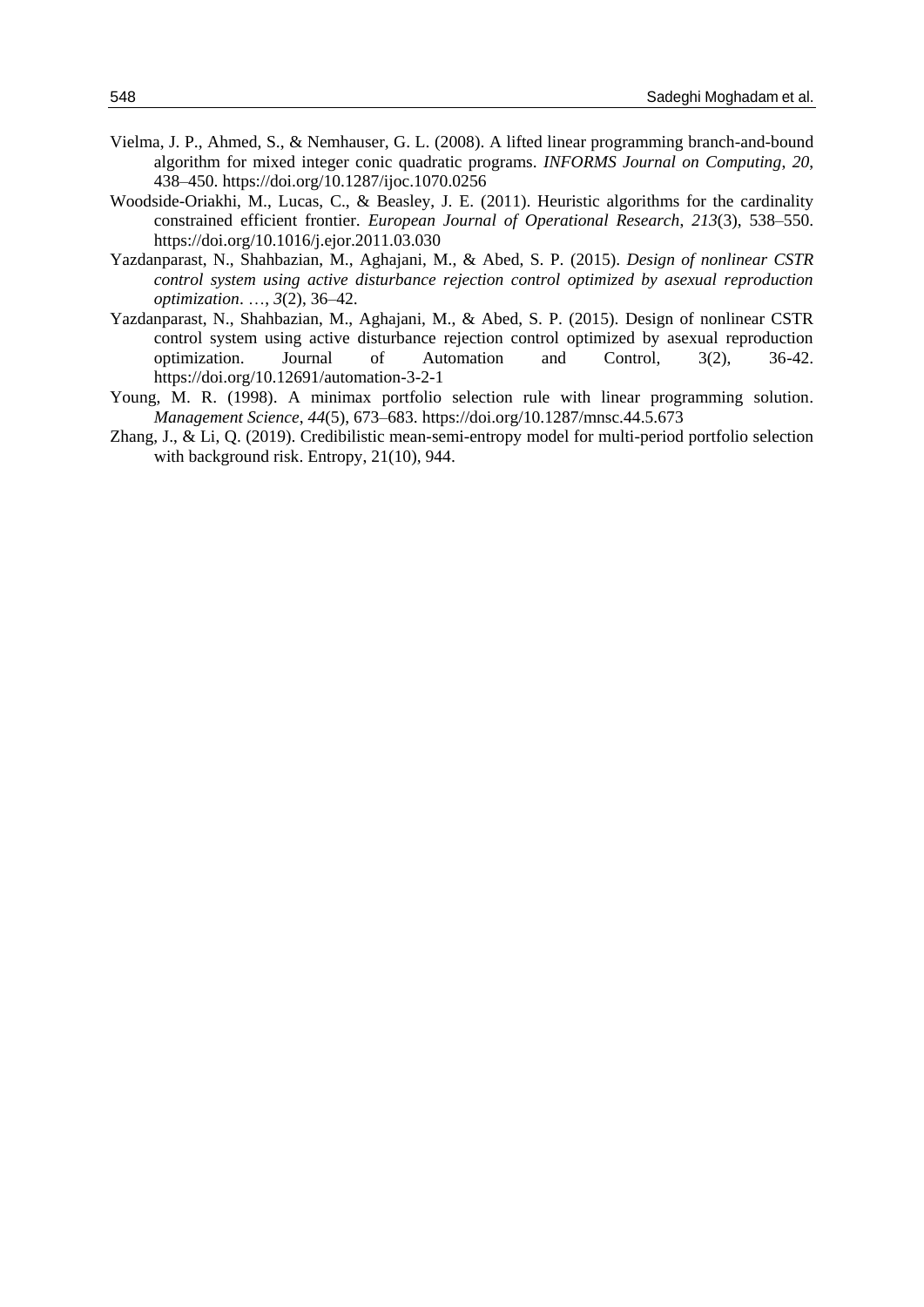Vielma, J. P., Ahmed, S., & Nemhauser, G. L. (2008). A lifted linear programming branch-and-bound algorithm for mixed integer conic quadratic programs. *INFORMS Journal on Computing*, *20*, 438–450. https://doi.org/10.1287/ijoc.1070.0256

Woodside-Oriakhi, M., Lucas, C., & Beasley, J. E. (2011). Heuristic algorithms for the cardinality constrained efficient frontier. *European Journal of Operational Research*, *213*(3), 538–550. https://doi.org/10.1016/j.ejor.2011.03.030

Yazdanparast, N., Shahbazian, M., Aghajani, M., & Abed, S. P. (2015). *Design of nonlinear CSTR control system using active disturbance rejection control optimized by asexual reproduction optimization*. …, *3*(2), 36–42.

Yazdanparast, N., Shahbazian, M., Aghajani, M., & Abed, S. P. (2015). Design of nonlinear CSTR control system using active disturbance rejection control optimized by asexual reproduction optimization. Journal of Automation and Control, 3(2), 36-42. https://doi.org/10.12691/automation-3-2-1

Young, M. R. (1998). A minimax portfolio selection rule with linear programming solution. *Management Science*, *44*(5), 673–683. https://doi.org/10.1287/mnsc.44.5.673

Zhang, J., & Li, Q. (2019). Credibilistic mean-semi-entropy model for multi-period portfolio selection with background risk. Entropy, 21(10), 944.